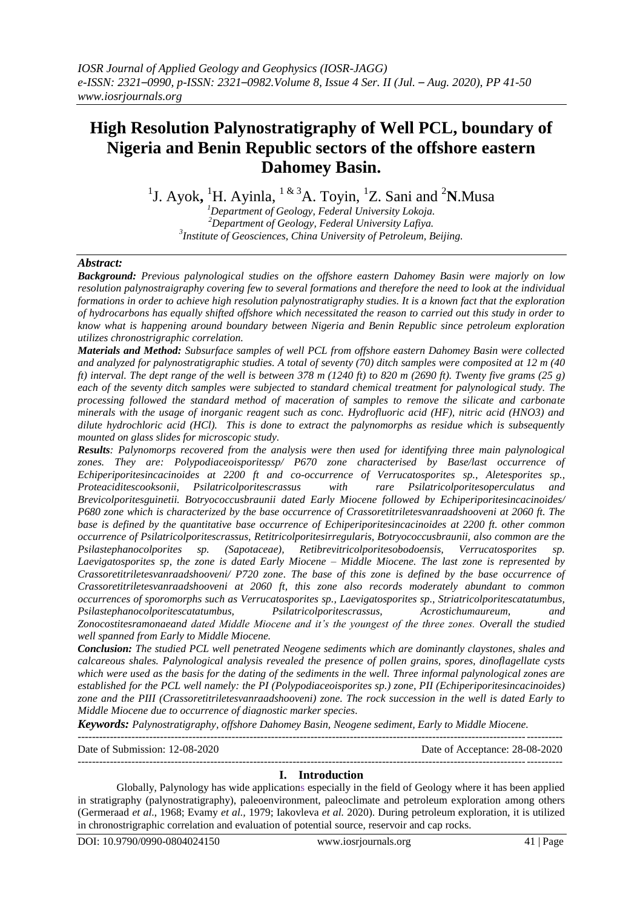# High Resolution Palynostratigraphy of Well PCL, boundary of Nigeria and Benin Republic sectors of the offshore eastern Dahomey Basin.

[1]J. Ayok, [1]H. Ayinla, [1 & 3]A. Toyin, [1]Z. Sani and [2]N.Musa

[1]*Department of Geology, Federal University Lokoja.*
[2]*Department of Geology, Federal University Lafiya.*
[3]*Institute of Geosciences, China University of Petroleum, Beijing.*

## *Abstract:*

***Background:*** *Previous palynological studies on the offshore eastern Dahomey Basin were majorly on low resolution palynostraigraphy covering few to several formations and therefore the need to look at the individual formations in order to achieve high resolution palynostratigraphy studies. It is a known fact that the exploration of hydrocarbons has equally shifted offshore which necessitated the reason to carried out this study in order to know what is happening around boundary between Nigeria and Benin Republic since petroleum exploration utilizes chronostrigraphic correlation.*

***Materials and Method:*** *Subsurface samples of well PCL from offshore eastern Dahomey Basin were collected and analyzed for palynostratigraphic studies. A total of seventy (70) ditch samples were composited at 12 m (40 ft) interval. The dept range of the well is between 378 m (1240 ft) to 820 m (2690 ft). Twenty five grams (25 g) each of the seventy ditch samples were subjected to standard chemical treatment for palynological study. The processing followed the standard method of maceration of samples to remove the silicate and carbonate minerals with the usage of inorganic reagent such as conc. Hydrofluoric acid (HF), nitric acid (HNO3) and dilute hydrochloric acid (HCl). This is done to extract the palynomorphs as residue which is subsequently mounted on glass slides for microscopic study.*

***Results:*** *Palynomorps recovered from the analysis were then used for identifying three main palynological zones. They are: Polypodiaceoisporitessp/ P670 zone characterised by Base/last occurrence of Echiperiporitesincacinoides at 2200 ft and co-occurrence of Verrucatosporites sp., Aletesporites sp., Proteacidites cooksonii, Psilatricolporitescrassus with rare Psilatricolporitesoperculatus and Brevicolporitesguinetii. Botryococcusbraunii dated Early Miocene followed by Echiperiporitesincacinoides/ P680 zone which is characterized by the base occurrence of Crassoretitriletesvanraadshooveni at 2060 ft. The base is defined by the quantitative base occurrence of Echiperiporitesincacinoides at 2200 ft. other common occurrence of Psilatricolporitescrassus, Retitricolporitesirregularis, Botryococcusbraunii, also common are the Psilastephanocolporites sp. (Sapotaceae), Retibrevitricolporitesobodoensis, Verrucatosporites sp. Laevigatosporites sp, the zone is dated Early Miocene – Middle Miocene. The last zone is represented by Crassoretitriletesvanraadshooveni/ P720 zone. The base of this zone is defined by the base occurrence of Crassoretitriletesvanraadshooveni at 2060 ft, this zone also records moderately abundant to common occurrences of sporomorphs such as Verrucatosporites sp., Laevigatosporites sp., Striatricolporitescatatumbus, Psilastephanocolporitescatatumbus, Psilatricolporitescrassus, Acrostichumaureum, and Zonocostitesramonaeand dated Middle Miocene and it's the youngest of the three zones. Overall the studied well spanned from Early to Middle Miocene.*

***Conclusion:*** *The studied PCL well penetrated Neogene sediments which are dominantly claystones, shales and calcareous shales. Palynological analysis revealed the presence of pollen grains, spores, dinoflagellate cysts which were used as the basis for the dating of the sediments in the well. Three informal palynological zones are established for the PCL well namely: the PI (Polypodiaceoisporites sp.) zone, PII (Echiperiporitesincacinoides) zone and the PIII (Crassoretitriletesvanraadshooveni) zone. The rock succession in the well is dated Early to Middle Miocene due to occurrence of diagnostic marker species.*

***Keywords:*** *Palynostratigraphy, offshore Dahomey Basin, Neogene sediment, Early to Middle Miocene.*

---

Date of Submission: 12-08-2020 | Date of Acceptance: 28-08-2020

---

## I. Introduction

Globally, Palynology has wide applications especially in the field of Geology where it has been applied in stratigraphy (palynostratigraphy), paleoenvironment, paleoclimate and petroleum exploration among others (Germeraad *et al*., 1968; Evamy *et al.,* 1979; Iakovleva *et al.* 2020). During petroleum exploration, it is utilized in chronostrigraphic correlation and evaluation of potential source, reservoir and cap rocks.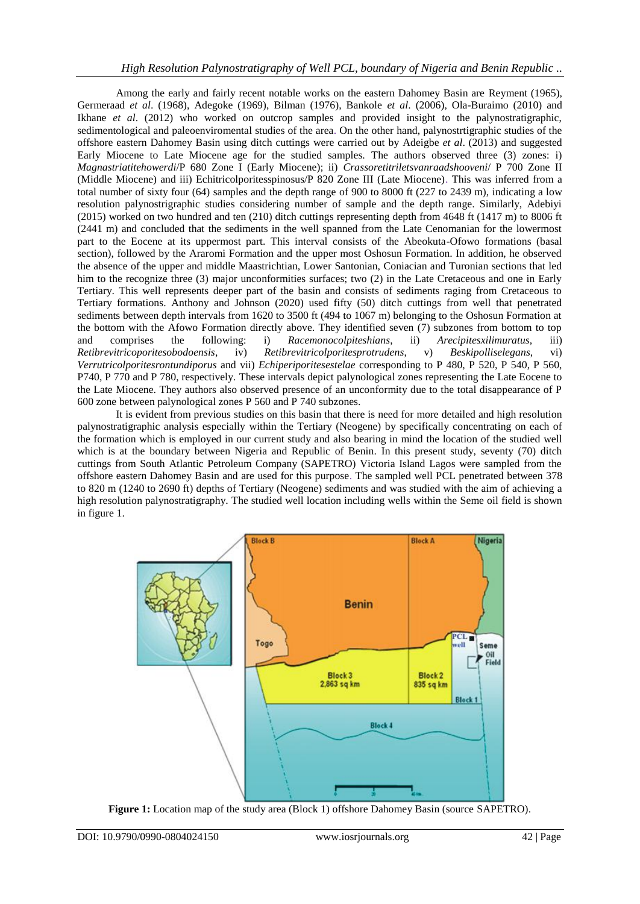Among the early and fairly recent notable works on the eastern Dahomey Basin are Reyment (1965), Germeraad *et al*. (1968), Adegoke (1969), Bilman (1976), Bankole *et al*. (2006), Ola-Buraimo (2010) and Ikhane *et al*. (2012) who worked on outcrop samples and provided insight to the palynostratigraphic, sedimentological and paleoenviromental studies of the area. On the other hand, palynostrtigraphic studies of the offshore eastern Dahomey Basin using ditch cuttings were carried out by Adeigbe *et al*. (2013) and suggested Early Miocene to Late Miocene age for the studied samples. The authors observed three (3) zones: i) *Magnastriatitehowerdi*/P 680 Zone I (Early Miocene); ii) *Crassoretitriletsvanraadshooveni*/ P 700 Zone II (Middle Miocene) and iii) Echitricolporitesspinosus/P 820 Zone III (Late Miocene). This was inferred from a total number of sixty four (64) samples and the depth range of 900 to 8000 ft (227 to 2439 m), indicating a low resolution palynostrigraphic studies considering number of sample and the depth range. Similarly, Adebiyi (2015) worked on two hundred and ten (210) ditch cuttings representing depth from 4648 ft (1417 m) to 8006 ft (2441 m) and concluded that the sediments in the well spanned from the Late Cenomanian for the lowermost part to the Eocene at its uppermost part. This interval consists of the Abeokuta-Ofowo formations (basal section), followed by the Araromi Formation and the upper most Oshosun Formation. In addition, he observed the absence of the upper and middle Maastrichtian, Lower Santonian, Coniacian and Turonian sections that led him to the recognize three (3) major unconformities surfaces; two (2) in the Late Cretaceous and one in Early Tertiary. This well represents deeper part of the basin and consists of sediments raging from Cretaceous to Tertiary formations. Anthony and Johnson (2020) used fifty (50) ditch cuttings from well that penetrated sediments between depth intervals from 1620 to 3500 ft (494 to 1067 m) belonging to the Oshosun Formation at the bottom with the Afowo Formation directly above. They identified seven (7) subzones from bottom to top and comprises the following: i) *Racemonocolpiteshians*, ii) *Arecipitesxilimuratus*, iii) *Retibrevitricoporitesobodoensis*, iv) *Retibrevitricolporitesprotrudens*, v) *Beskipolliselegans*, vi) *Verrutricolporitesrontundiporus* and vii) *Echiperiporitesestelae* corresponding to P 480, P 520, P 540, P 560, P740, P 770 and P 780, respectively. These intervals depict palynological zones representing the Late Eocene to the Late Miocene. They authors also observed presence of an unconformity due to the total disappearance of P 600 zone between palynological zones P 560 and P 740 subzones.

It is evident from previous studies on this basin that there is need for more detailed and high resolution palynostratigraphic analysis especially within the Tertiary (Neogene) by specifically concentrating on each of the formation which is employed in our current study and also bearing in mind the location of the studied well which is at the boundary between Nigeria and Republic of Benin. In this present study, seventy (70) ditch cuttings from South Atlantic Petroleum Company (SAPETRO) Victoria Island Lagos were sampled from the offshore eastern Dahomey Basin and are used for this purpose. The sampled well PCL penetrated between 378 to 820 m (1240 to 2690 ft) depths of Tertiary (Neogene) sediments and was studied with the aim of achieving a high resolution palynostratigraphy. The studied well location including wells within the Seme oil field is shown in figure 1.

**Figure 1:** Location map of the study area (Block 1) offshore Dahomey Basin (source SAPETRO).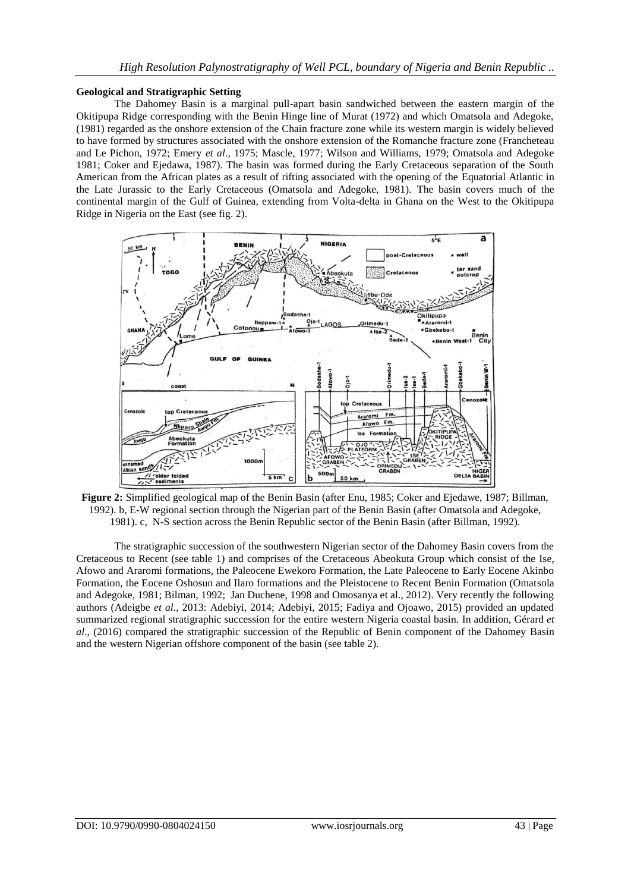**Geological and Stratigraphic Setting**

The Dahomey Basin is a marginal pull-apart basin sandwiched between the eastern margin of the Okitipupa Ridge corresponding with the Benin Hinge line of Murat (1972) and which Omatsola and Adegoke, (1981) regarded as the onshore extension of the Chain fracture zone while its western margin is widely believed to have formed by structures associated with the onshore extension of the Romanche fracture zone (Francheteau and Le Pichon, 1972; Emery *et al*., 1975; Mascle, 1977; Wilson and Williams, 1979; Omatsola and Adegoke 1981; Coker and Ejedawa, 1987). The basin was formed during the Early Cretaceous separation of the South American from the African plates as a result of rifting associated with the opening of the Equatorial Atlantic in the Late Jurassic to the Early Cretaceous (Omatsola and Adegoke, 1981). The basin covers much of the continental margin of the Gulf of Guinea, extending from Volta-delta in Ghana on the West to the Okitipupa Ridge in Nigeria on the East (see fig. 2).

**Figure 2:** Simplified geological map of the Benin Basin (after Enu, 1985; Coker and Ejedawe, 1987; Billman, 1992). b, E-W regional section through the Nigerian part of the Benin Basin (after Omatsola and Adegoke, 1981). c, N-S section across the Benin Republic sector of the Benin Basin (after Billman, 1992).

The stratigraphic succession of the southwestern Nigerian sector of the Dahomey Basin covers from the Cretaceous to Recent (see table 1) and comprises of the Cretaceous Abeokuta Group which consist of the Ise, Afowo and Araromi formations, the Paleocene Ewekoro Formation, the Late Paleocene to Early Eocene Akinbo Formation, the Eocene Oshosun and Ilaro formations and the Pleistocene to Recent Benin Formation (Omatsola and Adegoke, 1981; Bilman, 1992; Jan Duchene, 1998 and Omosanya et al., 2012). Very recently the following authors (Adeigbe *et al*., 2013: Adebiyi, 2014; Adebiyi, 2015; Fadiya and Ojoawo, 2015) provided an updated summarized regional stratigraphic succession for the entire western Nigeria coastal basin. In addition, Gérard *et al*., (2016) compared the stratigraphic succession of the Republic of Benin component of the Dahomey Basin and the western Nigerian offshore component of the basin (see table 2).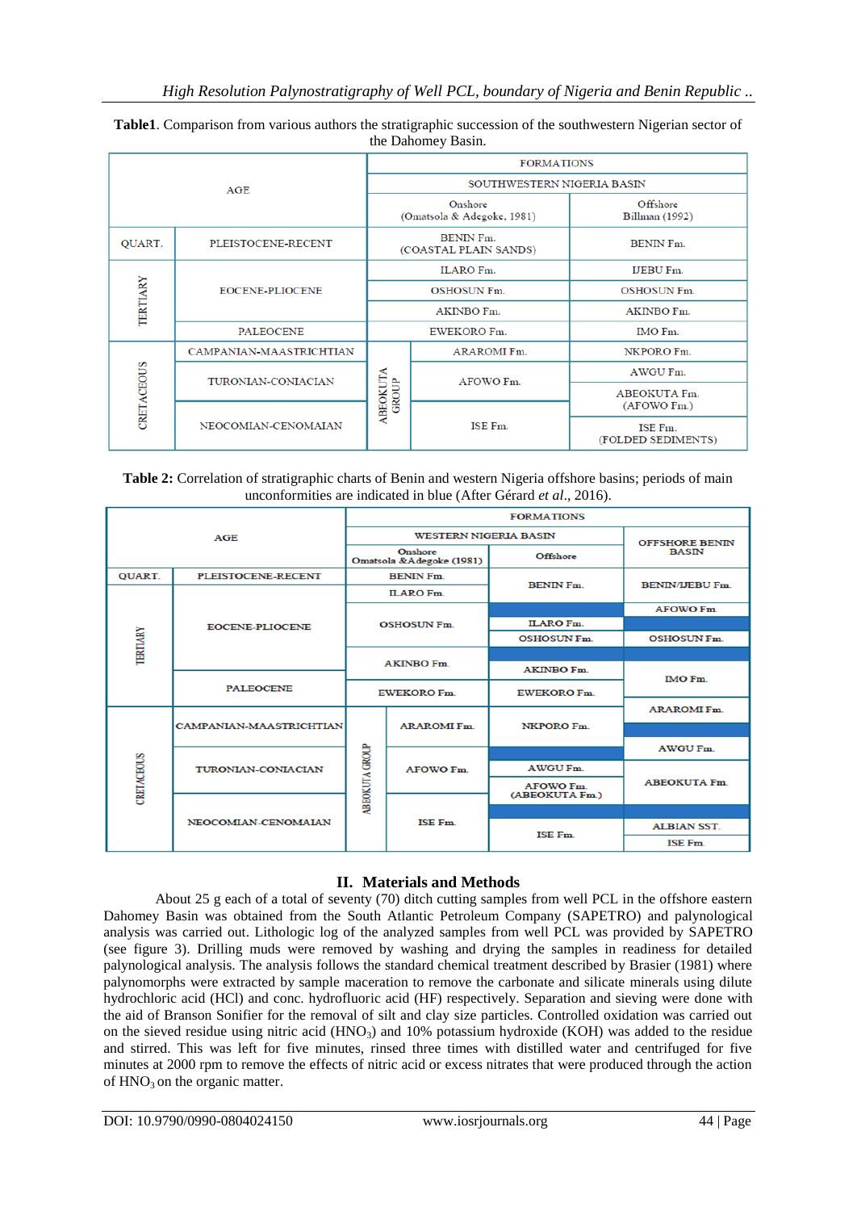**Table1**. Comparison from various authors the stratigraphic succession of the southwestern Nigerian sector of the Dahomey Basin.

| AGE | | FORMATIONS | | |
|---|---|---|---|---|
| | | SOUTHWESTERN NIGERIA BASIN | | |
| | | Onshore (Omatsola & Adegoke, 1981) | | Offshore Billman (1992) |
| QUART. | PLEISTOCENE-RECENT | BENIN Fm. (COASTAL PLAIN SANDS) | | BENIN Fm. |
| TERTIARY | EOCENE-PLIOCENE | ILARO Fm. | | IJEBU Fm. |
| | | OSHOSUN Fm. | | OSHOSUN Fm. |
| | | AKINBO Fm. | | AKINBO Fm. |
| | PALEOCENE | EWEKORO Fm. | | IMO Fm. |
| CRETACEOUS | CAMPANIAN-MAASTRICHTIAN | ABEOKUTA GROUP | ARAROMI Fm. | NKPORO Fm. |
| | TURONIAN-CONIACIAN | | AFOWO Fm. | AWGU Fm. |
| | | | | ABEOKUTA Fm. (AFOWO Fm.) |
| | NEOCOMIAN-CENOMAIAN | | ISE Fm. | ISE Fm. (FOLDED SEDIMENTS) |

**Table 2:** Correlation of stratigraphic charts of Benin and western Nigeria offshore basins; periods of main unconformities are indicated in blue (After Gérard *et al*., 2016).

| AGE | | FORMATIONS | | | |
|---|---|---|---|---|---|
| | | WESTERN NIGERIA BASIN | | | OFFSHORE BENIN BASIN |
| | | Onshore Omatsola &Adegoke (1981) | | Offshore | |
| QUART. | PLEISTOCENE-RECENT | BENIN Fm. | | BENIN Fm. | BENIN/IJEBU Fm. |
| TERTIARY | EOCENE-PLIOCENE | ILARO Fm. | | | |
| | | OSHOSUN Fm. | | | AFOWO Fm. |
| | | | | ILARO Fm. | |
| | | | | OSHOSUN Fm. | OSHOSUN Fm. |
| | | AKINBO Fm. | | AKINBO Fm. | IMO Fm. |
| | PALEOCENE | EWEKORO Fm. | | EWEKORO Fm. | |
| CRETACEOUS | CAMPANIAN-MAASTRICHTIAN | ABEOKUTA GROUP | ARAROMI Fm. | NKPORO Fm. | ARAROMI Fm. |
| | | | | | AWGU Fm. |
| | TURONIAN-CONIACIAN | | AFOWO Fm. | AWGU Fm. | ABEOKUTA Fm. |
| | | | | AFOWO Fm. (ABEOKUTA Fm.) | |
| | NEOCOMIAN-CENOMAIAN | | ISE Fm. | ISE Fm. | ALBIAN SST. |
| | | | | | ISE Fm. |

## II. Materials and Methods

About 25 g each of a total of seventy (70) ditch cutting samples from well PCL in the offshore eastern Dahomey Basin was obtained from the South Atlantic Petroleum Company (SAPETRO) and palynological analysis was carried out. Lithologic log of the analyzed samples from well PCL was provided by SAPETRO (see figure 3). Drilling muds were removed by washing and drying the samples in readiness for detailed palynological analysis. The analysis follows the standard chemical treatment described by Brasier (1981) where palynomorphs were extracted by sample maceration to remove the carbonate and silicate minerals using dilute hydrochloric acid (HCl) and conc. hydrofluoric acid (HF) respectively. Separation and sieving were done with the aid of Branson Sonifier for the removal of silt and clay size particles. Controlled oxidation was carried out on the sieved residue using nitric acid ($HNO_3$) and 10% potassium hydroxide (KOH) was added to the residue and stirred. This was left for five minutes, rinsed three times with distilled water and centrifuged for five minutes at 2000 rpm to remove the effects of nitric acid or excess nitrates that were produced through the action of $HNO_3$ on the organic matter.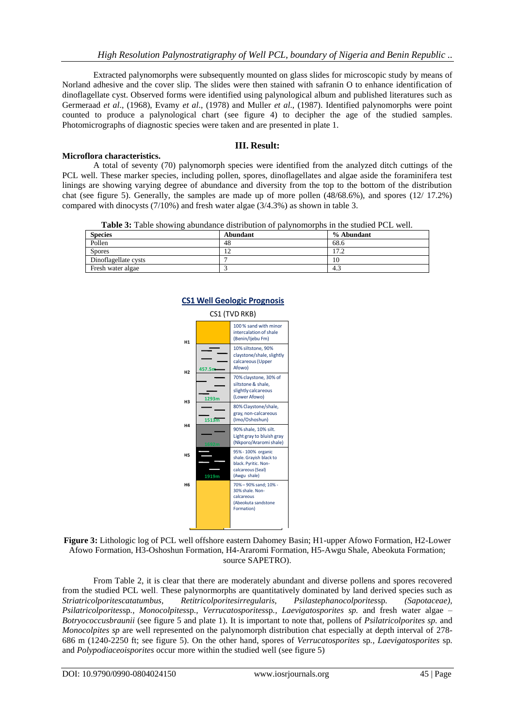Extracted palynomorphs were subsequently mounted on glass slides for microscopic study by means of Norland adhesive and the cover slip. The slides were then stained with safranin O to enhance identification of dinoflagellate cyst. Observed forms were identified using palynological album and published literatures such as Germeraad *et al*., (1968), Evamy *et al*., (1978) and Muller *et al*., (1987). Identified palynomorphs were point counted to produce a palynological chart (see figure 4) to decipher the age of the studied samples. Photomicrographs of diagnostic species were taken and are presented in plate 1.

## III. Result:

**Microflora characteristics.**

A total of seventy (70) palynomorph species were identified from the analyzed ditch cuttings of the PCL well. These marker species, including pollen, spores, dinoflagellates and algae aside the foraminifera test linings are showing varying degree of abundance and diversity from the top to the bottom of the distribution chat (see figure 5). Generally, the samples are made up of more pollen (48/68.6%), and spores (12/ 17.2%) compared with dinocysts (7/10%) and fresh water algae (3/4.3%) as shown in table 3.

**Table 3:** Table showing abundance distribution of palynomorphs in the studied PCL well.

| Species | Abundant | % Abundant |
|---|---|---|
| Pollen | 48 | 68.6 |
| Spores | 12 | 17.2 |
| Dinoflagellate cysts | 7 | 10 |
| Fresh water algae | 3 | 4.3 |

**Figure 3:** Lithologic log of PCL well offshore eastern Dahomey Basin; H1-upper Afowo Formation, H2-Lower Afowo Formation, H3-Oshoshun Formation, H4-Araromi Formation, H5-Awgu Shale, Abeokuta Formation; source SAPETRO).

From Table 2, it is clear that there are moderately abundant and diverse pollens and spores recovered from the studied PCL well. These palynormorphs are quantitatively dominated by land derived species such as *Striatricolporitescatatumbus, Retitricolporitesirregularis, Psilastephanocolporites*sp. *(Sapotaceae), Psilatricolporites*sp., *Monocolpites*sp., *Verrucatosporites*sp., *Laevigatosporites sp.* and fresh water algae – *Botryococcusbraunii* (see figure 5 and plate 1). It is important to note that, pollens of *Psilatricolporites sp.* and *Monocolpites sp* are well represented on the palynomorph distribution chat especially at depth interval of 278-686 m (1240-2250 ft; see figure 5). On the other hand, spores of *Verrucatosporites* sp., *Laevigatosporites* sp. and *Polypodiaceoisporites* occur more within the studied well (see figure 5)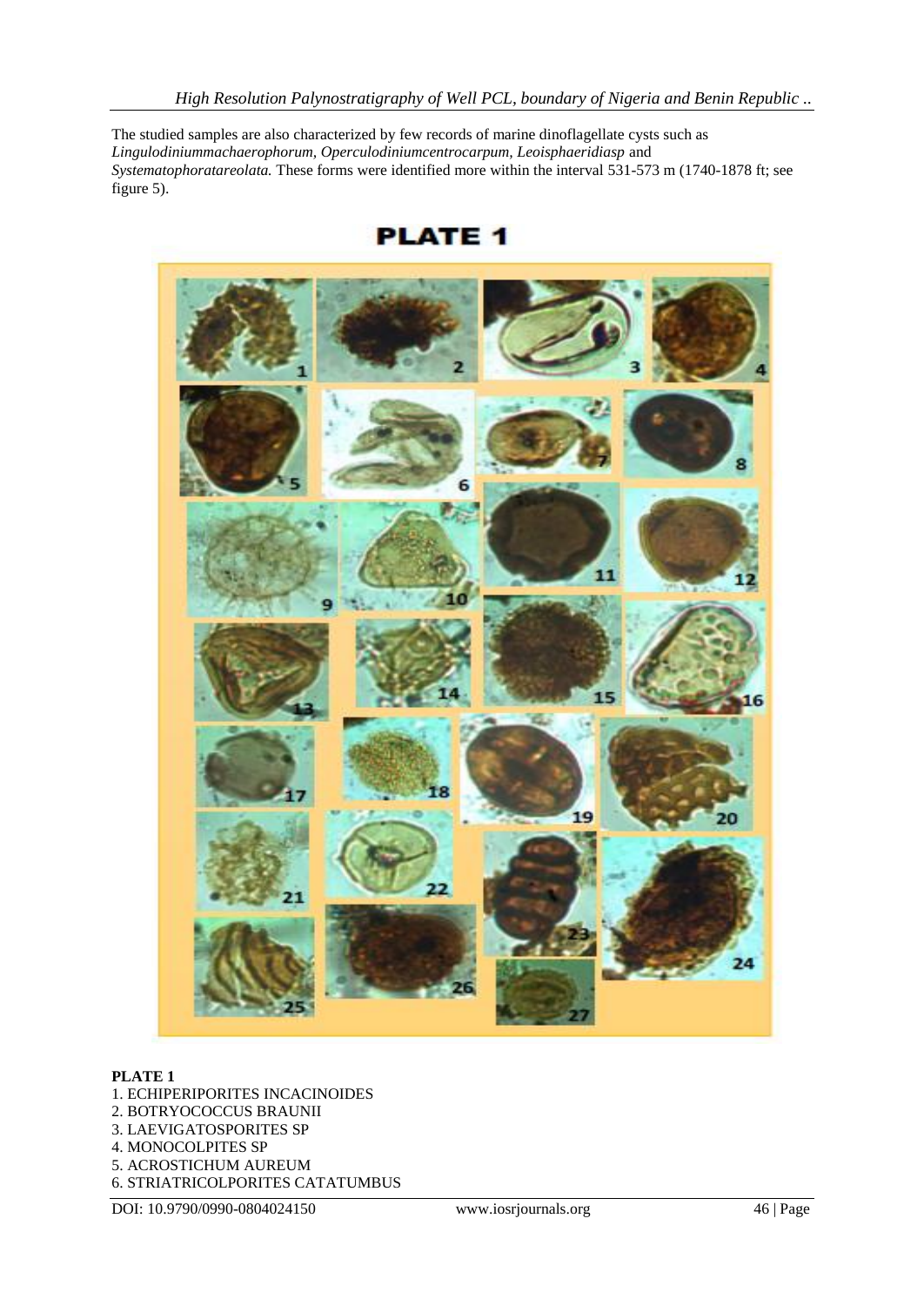The studied samples are also characterized by few records of marine dinoflagellate cysts such as *Lingulodiniummachaerophorum, Operculodiniumcentrocarpum, Leoisphaeridiasp* and *Systematophoratareolata.* These forms were identified more within the interval 531-573 m (1740-1878 ft; see figure 5).

## PLATE 1

**PLATE 1**

1. ECHIPERIPORITES INCACINOIDES
2. BOTRYOCOCCUS BRAUNII
3. LAEVIGATOSPORITES SP
4. MONOCOLPITES SP
5. ACROSTICHUM AUREUM
6. STRIATRICOLPORITES CATATUMBUS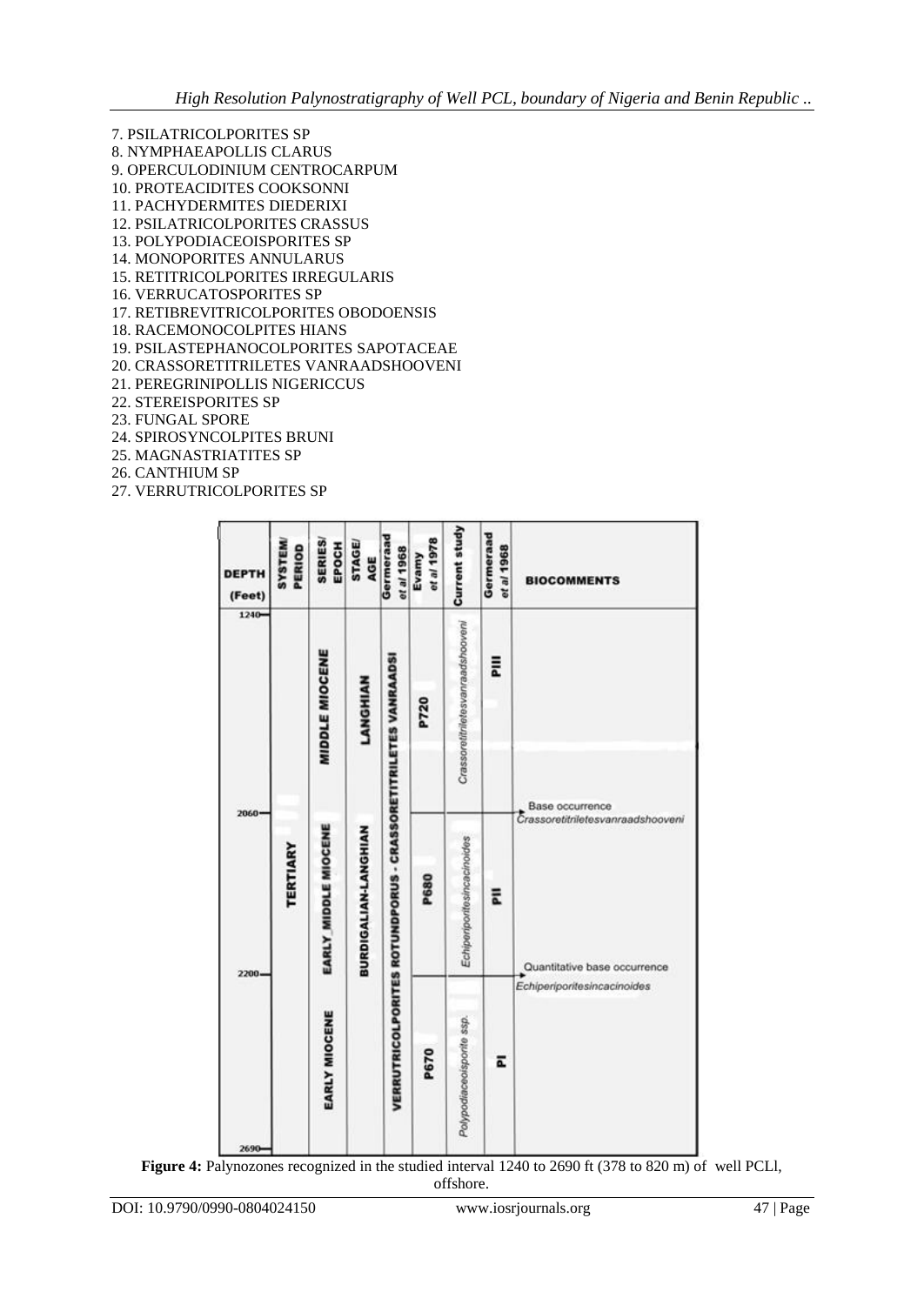7. PSILATRICOLPORITES SP
8. NYMPHAEAPOLLIS CLARUS
9. OPERCULODINIUM CENTROCARPUM
10. PROTEACIDITES COOKSONNI
11. PACHYDERMITES DIEDERIXI
12. PSILATRICOLPORITES CRASSUS
13. POLYPODIACEOISPORITES SP
14. MONOPORITES ANNULARUS
15. RETITRICOLPORITES IRREGULARIS
16. VERRUCATOSPORITES SP
17. RETIBREVITRICOLPORITES OBODOENSIS
18. RACEMONOCOLPITES HIANS
19. PSILASTEPHANOCOLPORITES SAPOTACEAE
20. CRASSORETITRILETES VANRAADSHOOVENI
21. PEREGRINIPOLLIS NIGERICCUS
22. STEREISPORITES SP
23. FUNGAL SPORE
24. SPIROSYNCOLPITES BRUNI
25. MAGNASTRIATITES SP
26. CANTHIUM SP
27. VERRUTRICOLPORITES SP

| DEPTH (Feet) | SYSTEM/ PERIOD | SERIES/ EPOCH | STAGE/ AGE | Germeraad et al 1968 | Evamy et al 1978 | Current study | Germeraad et al 1968 | BIOCOMMENTS |
|---|---|---|---|---|---|---|---|---|
| 1240–2060 | TERTIARY | MIDDLE MIOCENE | LANGHIAN | VERRUTRICOLPORITES ROTUNDPORUS - CRASSORETITRILETES VANRAADSI | P720 | *Crassoretitriletesvanraadshooveni* | PIII | |
| 2060 | | | | | | | | Base occurrence *Crassoretitriletesvanraadshooveni* |
| 2060–2200 | | EARLY_MIDDLE MIOCENE | BURDIGALIAN-LANGHIAN | | P680 | *Echiperiporitesincacinoides* | PII | |
| 2200 | | | | | | | | Quantitative base occurrence *Echiperiporitesincacinoides* |
| 2200–2690 | | EARLY MIOCENE | | | P670 | *Polypodiaceoisporite ssp.* | PI | |

**Figure 4:** Palynozones recognized in the studied interval 1240 to 2690 ft (378 to 820 m) of well PCLl, offshore.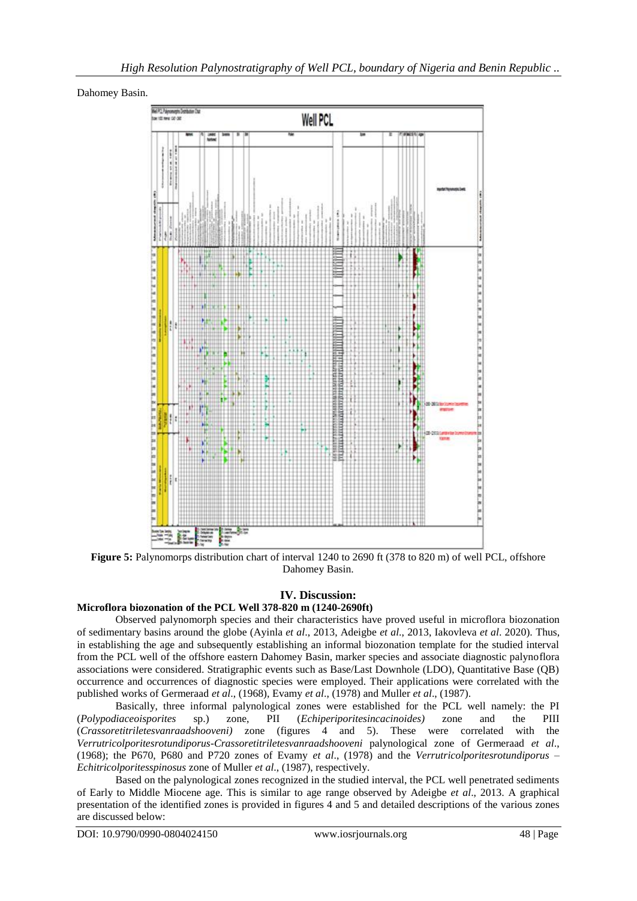Dahomey Basin.

**Figure 5:** Palynomorps distribution chart of interval 1240 to 2690 ft (378 to 820 m) of well PCL, offshore Dahomey Basin.

## IV. Discussion:

### Microflora biozonation of the PCL Well 378-820 m (1240-2690ft)

Observed palynomorph species and their characteristics have proved useful in microflora biozonation of sedimentary basins around the globe (Ayinla *et al*., 2013, Adeigbe *et al*., 2013, Iakovleva *et al*. 2020). Thus, in establishing the age and subsequently establishing an informal biozonation template for the studied interval from the PCL well of the offshore eastern Dahomey Basin, marker species and associate diagnostic palynoflora associations were considered. Stratigraphic events such as Base/Last Downhole (LDO), Quantitative Base (QB) occurrence and occurrences of diagnostic species were employed. Their applications were correlated with the published works of Germeraad *et al*., (1968), Evamy *et al*., (1978) and Muller *et al*., (1987).

Basically, three informal palynological zones were established for the PCL well namely: the PI (*Polypodiaceoisporites* sp.) zone, PII (*Echiperiporitesincacinoides)* zone and the PIII (*Crassoretitriletesvanraadshooveni)* zone (figures 4 and 5). These were correlated with the *Verrutricolporitesrotundiporus-Crassoretitriletesvanraadshooveni* palynological zone of Germeraad *et al*., (1968); the P670, P680 and P720 zones of Evamy *et al*., (1978) and the *Verrutricolporitesrotundiporus – Echitricolporitesspinosus* zone of Muller *et al*., (1987), respectively.

Based on the palynological zones recognized in the studied interval, the PCL well penetrated sediments of Early to Middle Miocene age. This is similar to age range observed by Adeigbe *et al*., 2013. A graphical presentation of the identified zones is provided in figures 4 and 5 and detailed descriptions of the various zones are discussed below: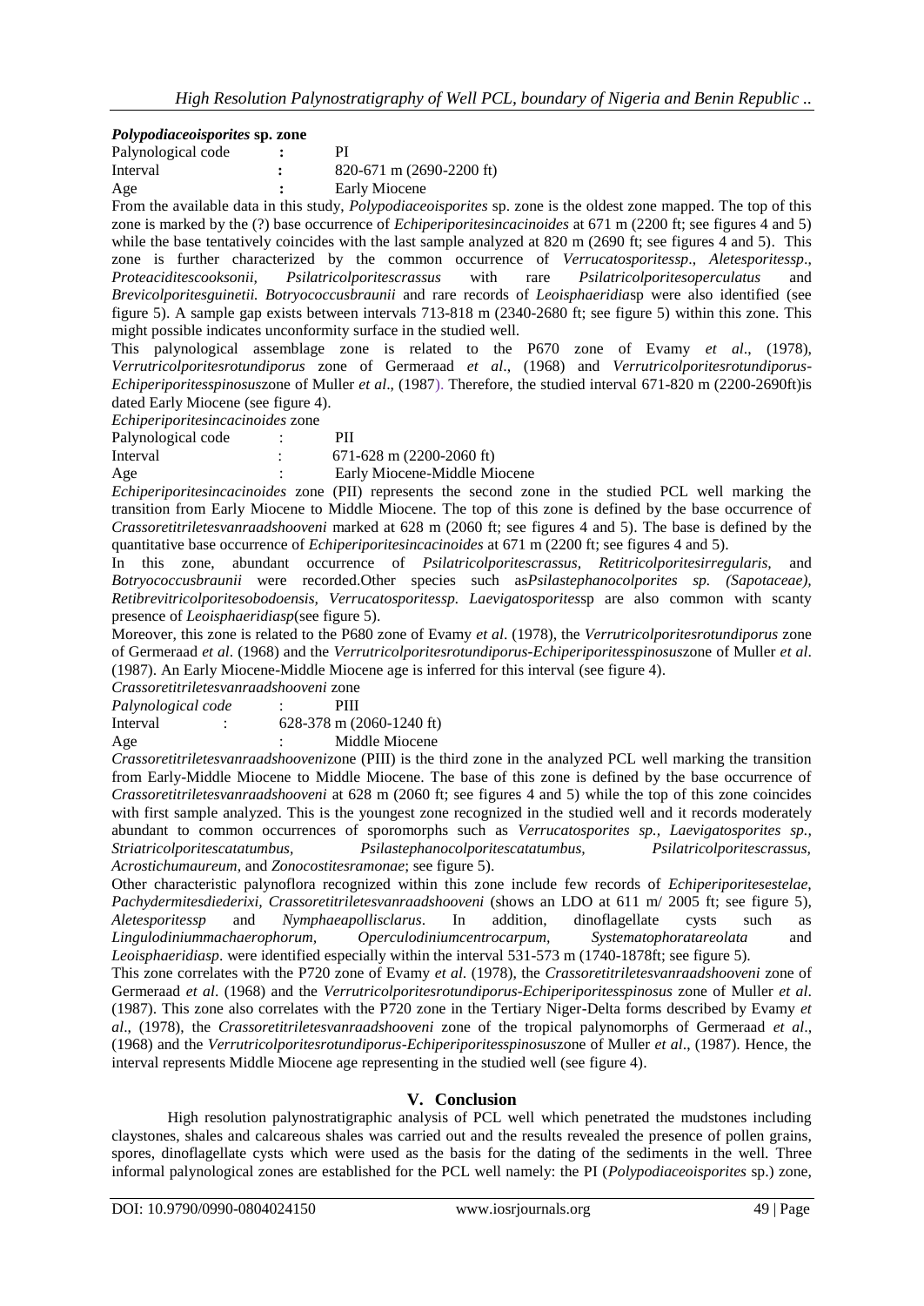***Polypodiaceoisporites* sp. zone**

Palynological code : PI
Interval : 820-671 m (2690-2200 ft)
Age : Early Miocene

From the available data in this study, *Polypodiaceoisporites* sp. zone is the oldest zone mapped. The top of this zone is marked by the (?) base occurrence of *Echiperiporitesincacinoides* at 671 m (2200 ft; see figures 4 and 5) while the base tentatively coincides with the last sample analyzed at 820 m (2690 ft; see figures 4 and 5). This zone is further characterized by the common occurrence of *Verrucatosporitessp*., *Aletesporitessp*., *Proteacidites​cooksonii, Psilatricolporitescrassus* with rare *Psilatricolporitesoperculatus* and *Brevicolporitesguinetii. Botryococcusbraunii* and rare records of *Leoisphaeridia*sp were also identified (see figure 5). A sample gap exists between intervals 713-818 m (2340-2680 ft; see figure 5) within this zone. This might possible indicates unconformity surface in the studied well.

This palynological assemblage zone is related to the P670 zone of Evamy *et al*., (1978), *Verrutricolporitesrotundiporus* zone of Germeraad *et al*., (1968) and *Verrutricolporitesrotundiporus-Echiperiporitesspinosus*zone of Muller *et al*., (1987). Therefore, the studied interval 671-820 m (2200-2690ft)is dated Early Miocene (see figure 4).

*Echiperiporitesincacinoides* zone

Palynological code : PII
Interval : 671-628 m (2200-2060 ft)
Age : Early Miocene-Middle Miocene

*Echiperiporitesincacinoides* zone (PII) represents the second zone in the studied PCL well marking the transition from Early Miocene to Middle Miocene. The top of this zone is defined by the base occurrence of *Crassoretitriletesvanraadshooveni* marked at 628 m (2060 ft; see figures 4 and 5). The base is defined by the quantitative base occurrence of *Echiperiporitesincacinoides* at 671 m (2200 ft; see figures 4 and 5).

In this zone, abundant occurrence of *Psilatricolporitescrassus, Retitricolporitesirregularis*, and *Botryococcusbraunii* were recorded.Other species such as*Psilastephanocolporites sp. (Sapotaceae), Retibrevitricolporitesobodoensis, Verrucatosporitessp. Laevigatosporites*sp are also common with scanty presence of *Leoisphaeridiasp*(see figure 5).

Moreover, this zone is related to the P680 zone of Evamy *et al*. (1978), the *Verrutricolporitesrotundiporus* zone of Germeraad *et al*. (1968) and the *Verrutricolporitesrotundiporus-Echiperiporitesspinosus*zone of Muller *et al*. (1987). An Early Miocene-Middle Miocene age is inferred for this interval (see figure 4).

*Crassoretitriletesvanraadshooveni* zone

*Palynological code* : PIII
Interval : 628-378 m (2060-1240 ft)
Age : Middle Miocene

*Crassoretitriletesvanraadshooveni*zone (PIII) is the third zone in the analyzed PCL well marking the transition from Early-Middle Miocene to Middle Miocene. The base of this zone is defined by the base occurrence of *Crassoretitriletesvanraadshooveni* at 628 m (2060 ft; see figures 4 and 5) while the top of this zone coincides with first sample analyzed. This is the youngest zone recognized in the studied well and it records moderately abundant to common occurrences of sporomorphs such as *Verrucatosporites sp., Laevigatosporites sp., Striatricolporitescatatumbus, Psilastephanocolporitescatatumbus, Psilatricolporitescrassus, Acrostichumaureum,* and *Zonocostitesramonae*; see figure 5).

Other characteristic palynoflora recognized within this zone include few records of *Echiperiporitesestelae, Pachydermitesdiederixi, Crassoretitriletesvanraadshooveni* (shows an LDO at 611 m/ 2005 ft; see figure 5), *Aletesporitessp* and *Nymphaeapollisclarus*. In addition, dinoflagellate cysts such as *Lingulodiniummachaerophorum, Operculodiniumcentrocarpum, Systematophorataareolata* and *Leoisphaeridiasp*. were identified especially within the interval 531-573 m (1740-1878ft; see figure 5).

This zone correlates with the P720 zone of Evamy *et al*. (1978), the *Crassoretitriletesvanraadshooveni* zone of Germeraad *et al*. (1968) and the *Verrutricolporitesrotundiporus-Echiperiporitesspinosus* zone of Muller *et al*. (1987). This zone also correlates with the P720 zone in the Tertiary Niger-Delta forms described by Evamy *et al*., (1978), the *Crassoretitriletesvanraadshooveni* zone of the tropical palynomorphs of Germeraad *et al*., (1968) and the *Verrutricolporitesrotundiporus-Echiperiporitesspinosus*zone of Muller *et al*., (1987). Hence, the interval represents Middle Miocene age representing in the studied well (see figure 4).

## V. Conclusion

High resolution palynostratigraphic analysis of PCL well which penetrated the mudstones including claystones, shales and calcareous shales was carried out and the results revealed the presence of pollen grains, spores, dinoflagellate cysts which were used as the basis for the dating of the sediments in the well. Three informal palynological zones are established for the PCL well namely: the PI (*Polypodiaceoisporites* sp.) zone,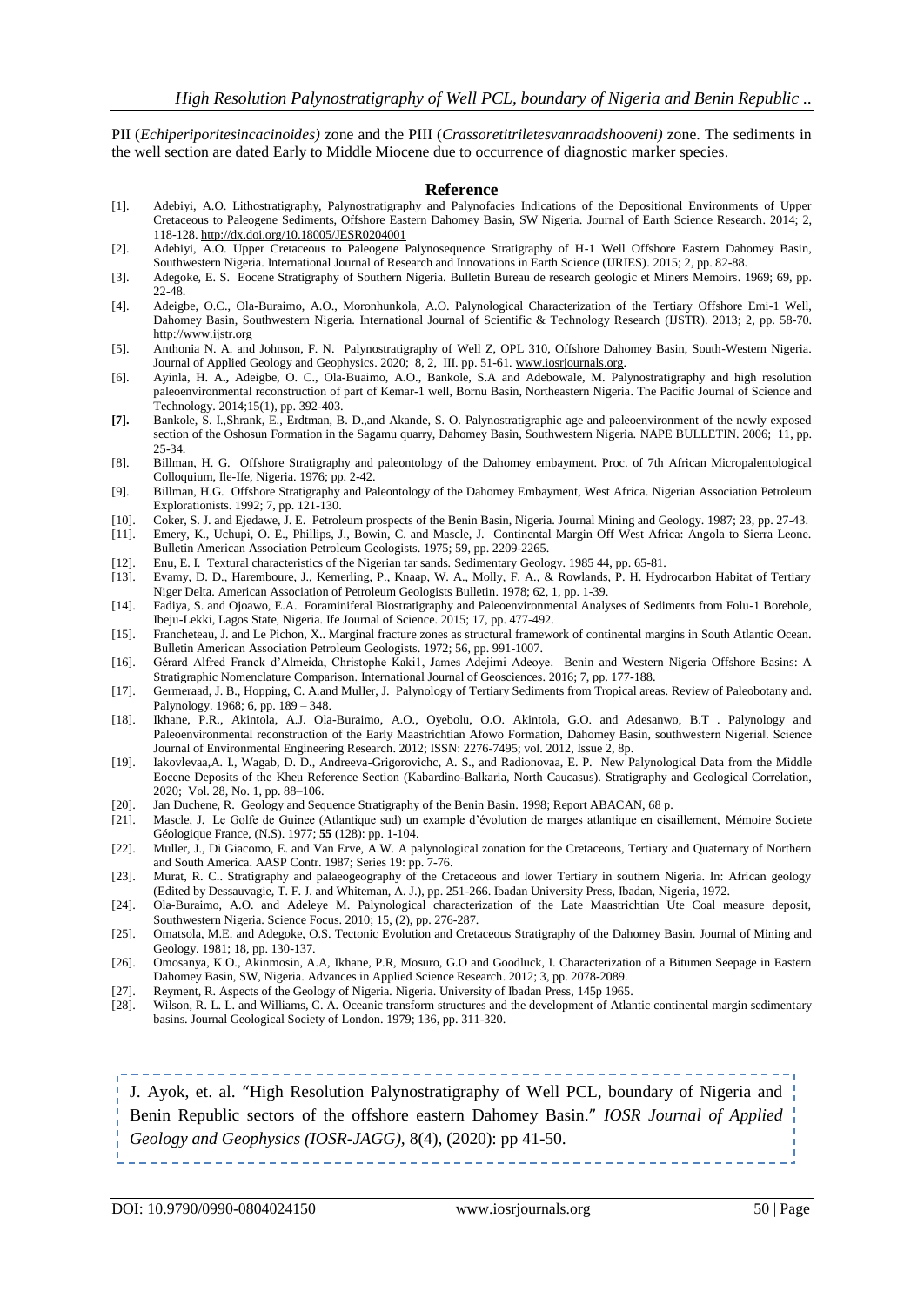PII (*Echiperiporitesincacinoides)* zone and the PIII (*Crassoretitriletesvanraadshooveni)* zone. The sediments in the well section are dated Early to Middle Miocene due to occurrence of diagnostic marker species.

## Reference

[1]. Adebiyi, A.O. Lithostratigraphy, Palynostratigraphy and Palynofacies Indications of the Depositional Environments of Upper Cretaceous to Paleogene Sediments, Offshore Eastern Dahomey Basin, SW Nigeria. Journal of Earth Science Research. 2014; 2, 118-128. http://dx.doi.org/10.18005/JESR0204001

[2]. Adebiyi, A.O. Upper Cretaceous to Paleogene Palynosequence Stratigraphy of H-1 Well Offshore Eastern Dahomey Basin, Southwestern Nigeria. International Journal of Research and Innovations in Earth Science (IJRIES). 2015; 2, pp. 82-88.

[3]. Adegoke, E. S. Eocene Stratigraphy of Southern Nigeria. Bulletin Bureau de research geologic et Miners Memoirs. 1969; 69, pp. 22-48.

[4]. Adeigbe, O.C., Ola-Buraimo, A.O., Moronhunkola, A.O. Palynological Characterization of the Tertiary Offshore Emi-1 Well, Dahomey Basin, Southwestern Nigeria. International Journal of Scientific & Technology Research (IJSTR). 2013; 2, pp. 58-70. http://www.ijstr.org

[5]. Anthonia N. A. and Johnson, F. N. Palynostratigraphy of Well Z, OPL 310, Offshore Dahomey Basin, South-Western Nigeria. Journal of Applied Geology and Geophysics. 2020; 8, 2, III. pp. 51-61. www.iosrjournals.org.

[6]. Ayinla, H. A**.,** Adeigbe, O. C., Ola-Buaimo, A.O., Bankole, S.A and Adebowale, M. Palynostratigraphy and high resolution paleoenvironmental reconstruction of part of Kemar-1 well, Bornu Basin, Northeastern Nigeria. The Pacific Journal of Science and Technology. 2014;15(1), pp. 392-403.

**[7].** Bankole, S. I.,Shrank, E., Erdtman, B. D.,and Akande, S. O. Palynostratigraphic age and paleoenvironment of the newly exposed section of the Oshosun Formation in the Sagamu quarry, Dahomey Basin, Southwestern Nigeria. NAPE BULLETIN. 2006; 11, pp. 25-34.

[8]. Billman, H. G. Offshore Stratigraphy and paleontology of the Dahomey embayment. Proc. of 7th African Micropalentological Colloquium, Ile-Ife, Nigeria. 1976; pp. 2-42.

[9]. Billman, H.G. Offshore Stratigraphy and Paleontology of the Dahomey Embayment, West Africa. Nigerian Association Petroleum Explorationists. 1992; 7, pp. 121-130.

[10]. Coker, S. J. and Ejedawe, J. E. Petroleum prospects of the Benin Basin, Nigeria. Journal Mining and Geology. 1987; 23, pp. 27-43.

[11]. Emery, K., Uchupi, O. E., Phillips, J., Bowin, C. and Mascle, J. Continental Margin Off West Africa: Angola to Sierra Leone. Bulletin American Association Petroleum Geologists. 1975; 59, pp. 2209-2265.

[12]. Enu, E. I. Textural characteristics of the Nigerian tar sands. Sedimentary Geology. 1985 44, pp. 65-81.

[13]. Evamy, D. D., Haremboure, J., Kemerling, P., Knaap, W. A., Molly, F. A., & Rowlands, P. H. Hydrocarbon Habitat of Tertiary Niger Delta. American Association of Petroleum Geologists Bulletin. 1978; 62, 1, pp. 1-39.

[14]. Fadiya, S. and Ojoawo, E.A. Foraminiferal Biostratigraphy and Paleoenvironmental Analyses of Sediments from Folu-1 Borehole, Ibeju-Lekki, Lagos State, Nigeria. Ife Journal of Science. 2015; 17, pp. 477-492.

[15]. Francheteau, J. and Le Pichon, X.. Marginal fracture zones as structural framework of continental margins in South Atlantic Ocean. Bulletin American Association Petroleum Geologists. 1972; 56, pp. 991-1007.

[16]. Gérard Alfred Franck d'Almeida, Christophe Kaki1, James Adejimi Adeoye. Benin and Western Nigeria Offshore Basins: A Stratigraphic Nomenclature Comparison. International Journal of Geosciences. 2016; 7, pp. 177-188.

[17]. Germeraad, J. B., Hopping, C. A.and Mulier, J. Palynology of Tertiary Sediments from Tropical areas. Review of Paleobotany and. Palynology. 1968; 6, pp. 189 – 348.

[18]. Ikhane, P.R., Akintola, A.J. Ola-Buraimo, A.O., Oyebolu, O.O. Akintola, G.O. and Adesanwo, B.T . Palynology and Paleoenvironmental reconstruction of the Early Maastrichtian Afowo Formation, Dahomey Basin, southwestern Nigerial. Science Journal of Environmental Engineering Research. 2012; ISSN: 2276-7495; vol. 2012, Issue 2, 8p.

[19]. Iakovlevaa,A. I., Wagab, D. D., Andreeva-Grigorovichc, A. S., and Radionovaa, E. P. New Palynological Data from the Middle Eocene Deposits of the Kheu Reference Section (Kabardino-Balkaria, North Caucasus). Stratigraphy and Geological Correlation, 2020; Vol. 28, No. 1, pp. 88–106.

[20]. Jan Duchene, R. Geology and Sequence Stratigraphy of the Benin Basin. 1998; Report ABACAN, 68 p.

[21]. Mascle, J. Le Golfe de Guinee (Atlantique sud) un example d'évolution de marges atlantique en cisaillement, Mémoire Societe Géologique France, (N.S). 1977; **55** (128): pp. 1-104.

[22]. Muller, J., Di Giacomo, E. and Van Erve, A.W. A palynological zonation for the Cretaceous, Tertiary and Quaternary of Northern and South America. AASP Contr. 1987; Series 19: pp. 7-76.

[23]. Murat, R. C.. Stratigraphy and palaeogeography of the Cretaceous and lower Tertiary in southern Nigeria. In: African geology (Edited by Dessauvagie, T. F. J. and Whiteman, A. J.), pp. 251-266. Ibadan University Press, Ibadan, Nigeria, 1972.

[24]. Ola-Buraimo, A.O. and Adeleye M. Palynological characterization of the Late Maastrichtian Ute Coal measure deposit, Southwestern Nigeria. Science Focus. 2010; 15, (2), pp. 276-287.

[25]. Omatsola, M.E. and Adegoke, O.S. Tectonic Evolution and Cretaceous Stratigraphy of the Dahomey Basin. Journal of Mining and Geology. 1981; 18, pp. 130-137.

[26]. Omosanya, K.O., Akinmosin, A.A, Ikhane, P.R, Mosuro, G.O and Goodluck, I. Characterization of a Bitumen Seepage in Eastern Dahomey Basin, SW, Nigeria. Advances in Applied Science Research. 2012; 3, pp. 2078-2089.

[27]. Reyment, R. Aspects of the Geology of Nigeria. Nigeria. University of Ibadan Press, 145p 1965.

[28]. Wilson, R. L. L. and Williams, C. A. Oceanic transform structures and the development of Atlantic continental margin sedimentary basins. Journal Geological Society of London. 1979; 136, pp. 311-320.

J. Ayok, et. al. "High Resolution Palynostratigraphy of Well PCL, boundary of Nigeria and Benin Republic sectors of the offshore eastern Dahomey Basin." *IOSR Journal of Applied Geology and Geophysics (IOSR-JAGG)*, 8(4), (2020): pp 41-50.